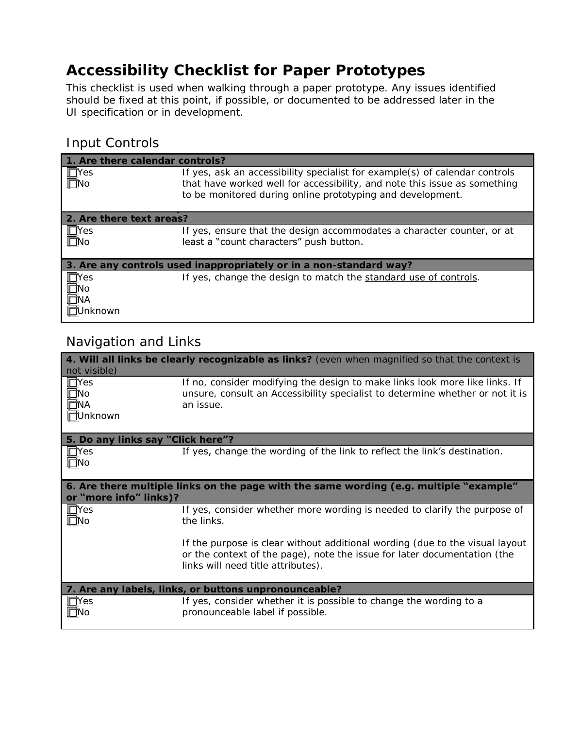# Accessibility Checklist for Paper Prototypes

This checklist is used when walking through a paper prototype. Any issues identified should be fixed at this point, if possible, or documented to be addressed later in the UI specification or in development.

## Input Controls

| **1. Are there calendar controls?** | |
|---|---|
| ☐Yes<br>☐No | If yes, ask an accessibility specialist for example(s) of calendar controls that have worked well for accessibility, and note this issue as something to be monitored during online prototyping and development. |
| **2. Are there text areas?** | |
| ☐Yes<br>☐No | If yes, ensure that the design accommodates a character counter, or at least a "count characters" push button. |
| **3. Are any controls used inappropriately or in a non-standard way?** | |
| ☐Yes<br>☐No<br>☐NA<br>☐Unknown | If yes, change the design to match the standard use of controls. |

## Navigation and Links

| **4. Will all links be clearly recognizable as links?** (even when magnified so that the context is not visible) | |
|---|---|
| ☐Yes<br>☐No<br>☐NA<br>☐Unknown | If no, consider modifying the design to make links look more like links. If unsure, consult an Accessibility specialist to determine whether or not it is an issue. |
| **5. Do any links say "Click here"?** | |
| ☐Yes<br>☐No | If yes, change the wording of the link to reflect the link's destination. |
| **6. Are there multiple links on the page with the same wording (e.g. multiple "example" or "more info" links)?** | |
| ☐Yes<br>☐No | If yes, consider whether more wording is needed to clarify the purpose of the links.<br><br>If the purpose is clear without additional wording (due to the visual layout or the context of the page), note the issue for later documentation (the links will need title attributes). |
| **7. Are any labels, links, or buttons unpronounceable?** | |
| ☐Yes<br>☐No | If yes, consider whether it is possible to change the wording to a pronounceable label if possible. |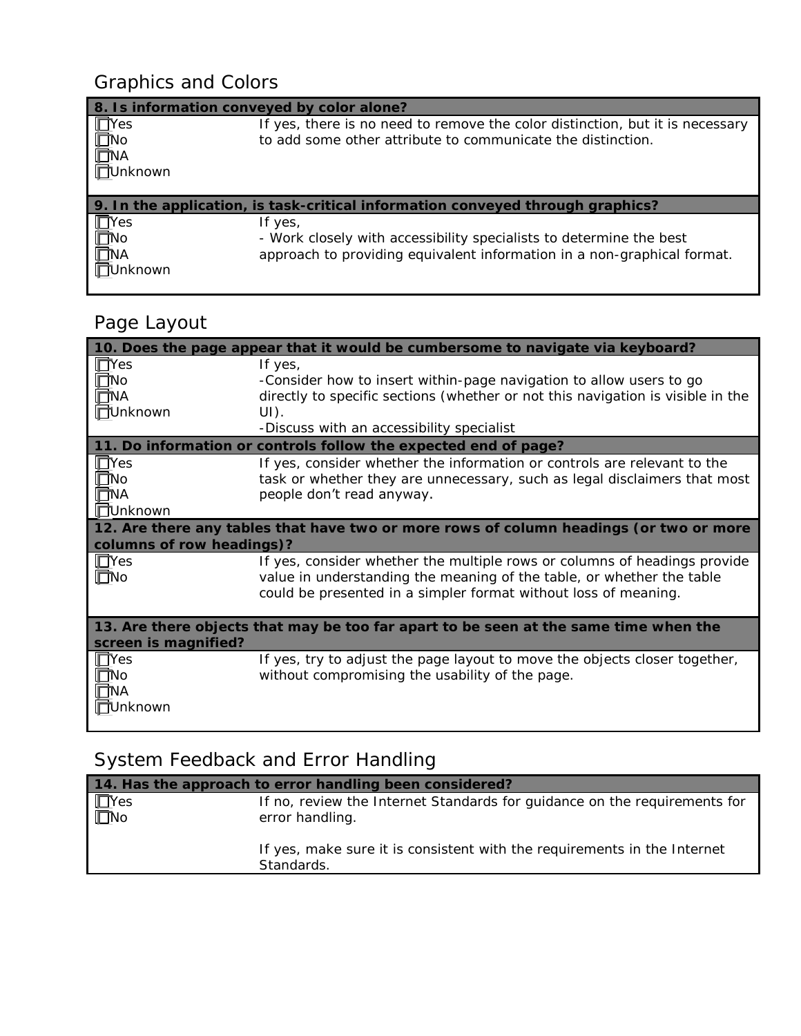## Graphics and Colors

| 8. Is information conveyed by color alone? | |
|---|---|
| ☐Yes<br>☐No<br>☐NA<br>☐Unknown | If yes, there is no need to remove the color distinction, but it is necessary to add some other attribute to communicate the distinction. |

| 9. In the application, is task-critical information conveyed through graphics? | |
|---|---|
| ☐Yes<br>☐No<br>☐NA<br>☐Unknown | If yes,<br>- Work closely with accessibility specialists to determine the best approach to providing equivalent information in a non-graphical format. |

## Page Layout

| 10. Does the page appear that it would be cumbersome to navigate via keyboard? | |
|---|---|
| ☐Yes<br>☐No<br>☐NA<br>☐Unknown | If yes,<br>-Consider how to insert within-page navigation to allow users to go directly to specific sections (whether or not this navigation is visible in the UI).<br>-Discuss with an accessibility specialist |
| **11. Do information or controls follow the expected end of page?** | |
| ☐Yes<br>☐No<br>☐NA<br>☐Unknown | If yes, consider whether the information or controls are relevant to the task or whether they are unnecessary, such as legal disclaimers that most people don't read anyway. |
| **12. Are there any tables that have two or more rows of column headings (or two or more columns of row headings)?** | |
| ☐Yes<br>☐No | If yes, consider whether the multiple rows or columns of headings provide value in understanding the meaning of the table, or whether the table could be presented in a simpler format without loss of meaning. |

| 13. Are there objects that may be too far apart to be seen at the same time when the screen is magnified? | |
|---|---|
| ☐Yes<br>☐No<br>☐NA<br>☐Unknown | If yes, try to adjust the page layout to move the objects closer together, without compromising the usability of the page. |

## System Feedback and Error Handling

| 14. Has the approach to error handling been considered? | |
|---|---|
| ☐Yes<br>☐No | If no, review the Internet Standards for guidance on the requirements for error handling.<br><br>If yes, make sure it is consistent with the requirements in the Internet Standards. |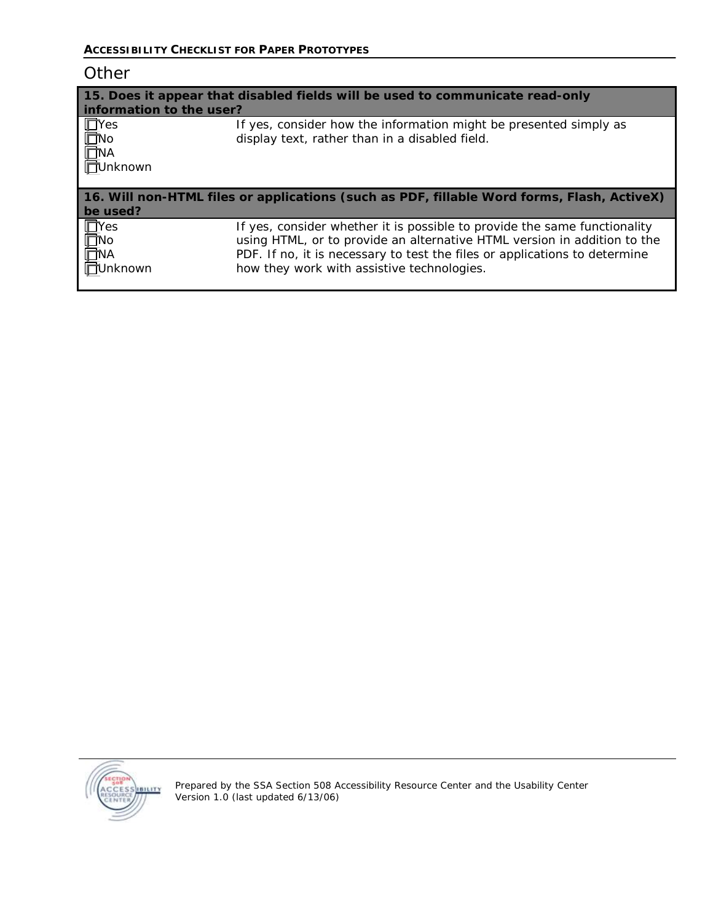## Other

| 15. Does it appear that disabled fields will be used to communicate read-only information to the user? | |
|---|---|
| ☐Yes<br>☐No<br>☐NA<br>☐Unknown | If yes, consider how the information might be presented simply as display text, rather than in a disabled field. |

| 16. Will non-HTML files or applications (such as PDF, fillable Word forms, Flash, ActiveX) be used? | |
|---|---|
| ☐Yes<br>☐No<br>☐NA<br>☐Unknown | If yes, consider whether it is possible to provide the same functionality using HTML, or to provide an alternative HTML version in addition to the PDF. If no, it is necessary to test the files or applications to determine how they work with assistive technologies. |